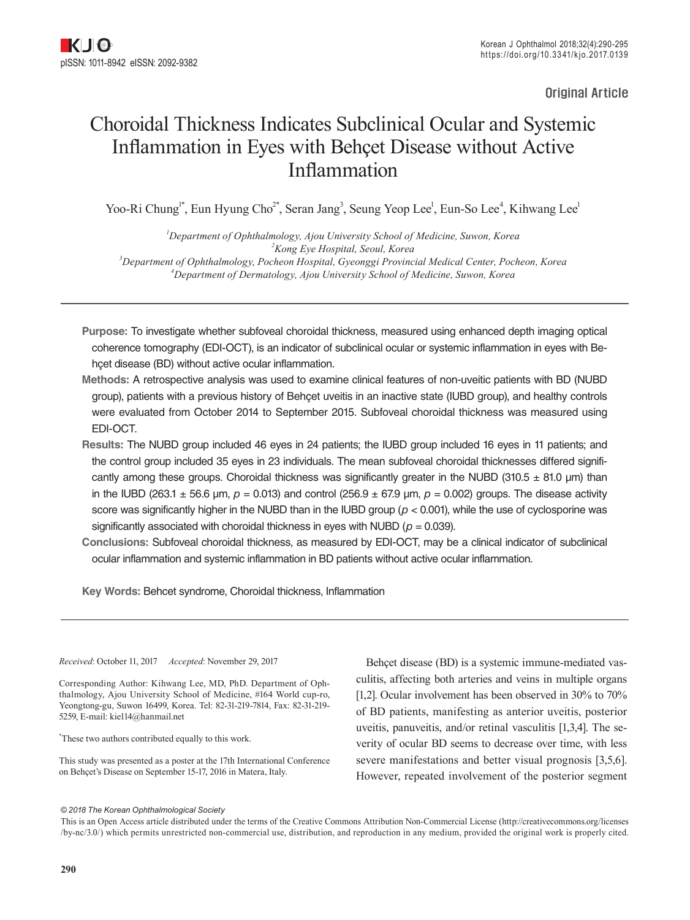Original Article

# Choroidal Thickness Indicates Subclinical Ocular and Systemic Inflammation in Eyes with Behçet Disease without Active Inflammation

Yoo-Ri Chung[1*], Eun Hyung Cho[2*], Seran Jang[3], Seung Yeop Lee[1], Eun-So Lee[4], Kihwang Lee[1]

[1] *Department of Ophthalmology, Ajou University School of Medicine, Suwon, Korea*
[2] *Kong Eye Hospital, Seoul, Korea*
[3] *Department of Ophthalmology, Pocheon Hospital, Gyeonggi Provincial Medical Center, Pocheon, Korea*
[4] *Department of Dermatology, Ajou University School of Medicine, Suwon, Korea*

**Purpose:** To investigate whether subfoveal choroidal thickness, measured using enhanced depth imaging optical coherence tomography (EDI-OCT), is an indicator of subclinical ocular or systemic inflammation in eyes with Behçet disease (BD) without active ocular inflammation.

**Methods:** A retrospective analysis was used to examine clinical features of non-uveitic patients with BD (NUBD group), patients with a previous history of Behçet uveitis in an inactive state (IUBD group), and healthy controls were evaluated from October 2014 to September 2015. Subfoveal choroidal thickness was measured using EDI-OCT.

**Results:** The NUBD group included 46 eyes in 24 patients; the IUBD group included 16 eyes in 11 patients; and the control group included 35 eyes in 23 individuals. The mean subfoveal choroidal thicknesses differed significantly among these groups. Choroidal thickness was significantly greater in the NUBD (310.5 ± 81.0 μm) than in the IUBD (263.1 ± 56.6 μm, $p = 0.013$) and control (256.9 ± 67.9 μm, $p = 0.002$) groups. The disease activity score was significantly higher in the NUBD than in the IUBD group ($p < 0.001$), while the use of cyclosporine was significantly associated with choroidal thickness in eyes with NUBD ($p = 0.039$).

**Conclusions:** Subfoveal choroidal thickness, as measured by EDI-OCT, may be a clinical indicator of subclinical ocular inflammation and systemic inflammation in BD patients without active ocular inflammation.

**Key Words:** Behcet syndrome, Choroidal thickness, Inflammation

*Received*: October 11, 2017 *Accepted*: November 29, 2017

Corresponding Author: Kihwang Lee, MD, PhD. Department of Ophthalmology, Ajou University School of Medicine, #164 World cup-ro, Yeongtong-gu, Suwon 16499, Korea. Tel: 82-31-219-7814, Fax: 82-31-219-5259, E-mail: kiel14@hanmail.net

*These two authors contributed equally to this work.

This study was presented as a poster at the 17th International Conference on Behçet's Disease on September 15-17, 2016 in Matera, Italy.

Behçet disease (BD) is a systemic immune-mediated vasculitis, affecting both arteries and veins in multiple organs [1,2]. Ocular involvement has been observed in 30% to 70% of BD patients, manifesting as anterior uveitis, posterior uveitis, panuveitis, and/or retinal vasculitis [1,3,4]. The severity of ocular BD seems to decrease over time, with less severe manifestations and better visual prognosis [3,5,6]. However, repeated involvement of the posterior segment

© 2018 The Korean Ophthalmological Society

This is an Open Access article distributed under the terms of the Creative Commons Attribution Non-Commercial License (http://creativecommons.org/licenses/by-nc/3.0/) which permits unrestricted non-commercial use, distribution, and reproduction in any medium, provided the original work is properly cited.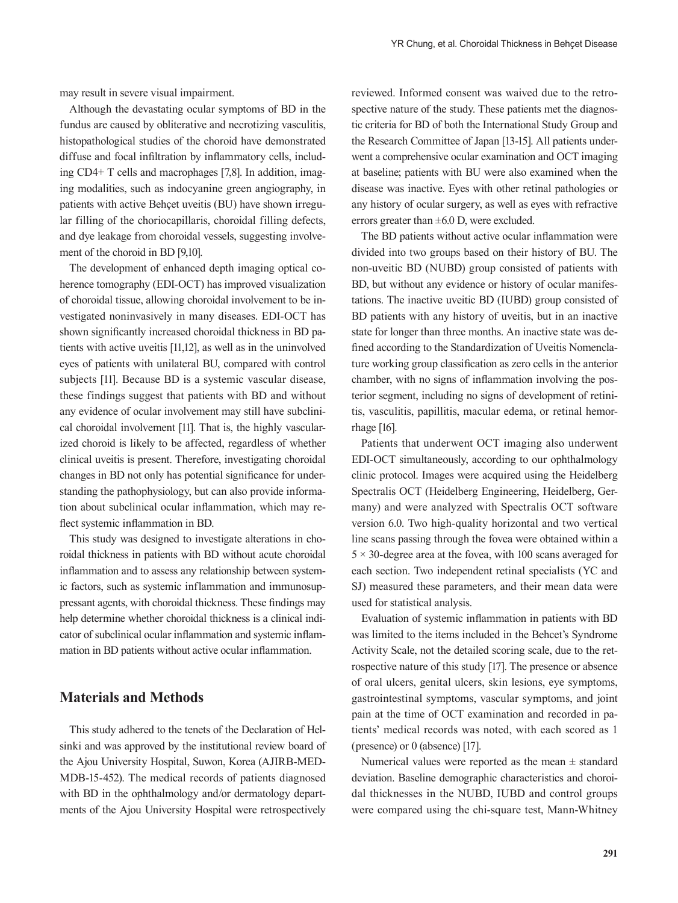may result in severe visual impairment.

Although the devastating ocular symptoms of BD in the fundus are caused by obliterative and necrotizing vasculitis, histopathological studies of the choroid have demonstrated diffuse and focal infiltration by inflammatory cells, including CD4+ T cells and macrophages [7,8]. In addition, imaging modalities, such as indocyanine green angiography, in patients with active Behçet uveitis (BU) have shown irregular filling of the choriocapillaris, choroidal filling defects, and dye leakage from choroidal vessels, suggesting involvement of the choroid in BD [9,10].

The development of enhanced depth imaging optical coherence tomography (EDI-OCT) has improved visualization of choroidal tissue, allowing choroidal involvement to be investigated noninvasively in many diseases. EDI-OCT has shown significantly increased choroidal thickness in BD patients with active uveitis [11,12], as well as in the uninvolved eyes of patients with unilateral BU, compared with control subjects [11]. Because BD is a systemic vascular disease, these findings suggest that patients with BD and without any evidence of ocular involvement may still have subclinical choroidal involvement [11]. That is, the highly vascularized choroid is likely to be affected, regardless of whether clinical uveitis is present. Therefore, investigating choroidal changes in BD not only has potential significance for understanding the pathophysiology, but can also provide information about subclinical ocular inflammation, which may reflect systemic inflammation in BD.

This study was designed to investigate alterations in choroidal thickness in patients with BD without acute choroidal inflammation and to assess any relationship between systemic factors, such as systemic inflammation and immunosuppressant agents, with choroidal thickness. These findings may help determine whether choroidal thickness is a clinical indicator of subclinical ocular inflammation and systemic inflammation in BD patients without active ocular inflammation.

## Materials and Methods

This study adhered to the tenets of the Declaration of Helsinki and was approved by the institutional review board of the Ajou University Hospital, Suwon, Korea (AJIRB-MED-MDB-15-452). The medical records of patients diagnosed with BD in the ophthalmology and/or dermatology departments of the Ajou University Hospital were retrospectively reviewed. Informed consent was waived due to the retrospective nature of the study. These patients met the diagnostic criteria for BD of both the International Study Group and the Research Committee of Japan [13-15]. All patients underwent a comprehensive ocular examination and OCT imaging at baseline; patients with BU were also examined when the disease was inactive. Eyes with other retinal pathologies or any history of ocular surgery, as well as eyes with refractive errors greater than ±6.0 D, were excluded.

The BD patients without active ocular inflammation were divided into two groups based on their history of BU. The non-uveitic BD (NUBD) group consisted of patients with BD, but without any evidence or history of ocular manifestations. The inactive uveitic BD (IUBD) group consisted of BD patients with any history of uveitis, but in an inactive state for longer than three months. An inactive state was defined according to the Standardization of Uveitis Nomenclature working group classification as zero cells in the anterior chamber, with no signs of inflammation involving the posterior segment, including no signs of development of retinitis, vasculitis, papillitis, macular edema, or retinal hemorrhage [16].

Patients that underwent OCT imaging also underwent EDI-OCT simultaneously, according to our ophthalmology clinic protocol. Images were acquired using the Heidelberg Spectralis OCT (Heidelberg Engineering, Heidelberg, Germany) and were analyzed with Spectralis OCT software version 6.0. Two high-quality horizontal and two vertical line scans passing through the fovea were obtained within a 5 × 30-degree area at the fovea, with 100 scans averaged for each section. Two independent retinal specialists (YC and SJ) measured these parameters, and their mean data were used for statistical analysis.

Evaluation of systemic inflammation in patients with BD was limited to the items included in the Behcet's Syndrome Activity Scale, not the detailed scoring scale, due to the retrospective nature of this study [17]. The presence or absence of oral ulcers, genital ulcers, skin lesions, eye symptoms, gastrointestinal symptoms, vascular symptoms, and joint pain at the time of OCT examination and recorded in patients' medical records was noted, with each scored as 1 (presence) or 0 (absence) [17].

Numerical values were reported as the mean ± standard deviation. Baseline demographic characteristics and choroidal thicknesses in the NUBD, IUBD and control groups were compared using the chi-square test, Mann-Whitney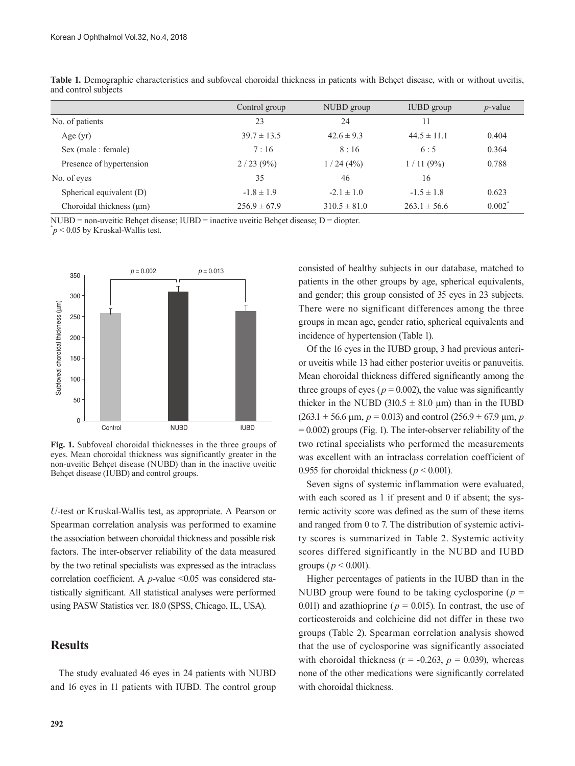**Table 1.** Demographic characteristics and subfoveal choroidal thickness in patients with Behçet disease, with or without uveitis, and control subjects

| | Control group | NUBD group | IUBD group | $p$-value |
|---|---|---|---|---|
| No. of patients | 23 | 24 | 11 | |
| Age (yr) | 39.7 ± 13.5 | 42.6 ± 9.3 | 44.5 ± 11.1 | 0.404 |
| Sex (male : female) | 7 : 16 | 8 : 16 | 6 : 5 | 0.364 |
| Presence of hypertension | 2 / 23 (9%) | 1 / 24 (4%) | 1 / 11 (9%) | 0.788 |
| No. of eyes | 35 | 46 | 16 | |
| Spherical equivalent (D) | -1.8 ± 1.9 | -2.1 ± 1.0 | -1.5 ± 1.8 | 0.623 |
| Choroidal thickness (μm) | 256.9 ± 67.9 | 310.5 ± 81.0 | 263.1 ± 56.6 | 0.002* |

NUBD = non-uveitic Behçet disease; IUBD = inactive uveitic Behçet disease; D = diopter.
*$p < 0.05$ by Kruskal-Wallis test.

**Fig. 1.** Subfoveal choroidal thicknesses in the three groups of eyes. Mean choroidal thickness was significantly greater in the non-uveitic Behçet disease (NUBD) than in the inactive uveitic Behçet disease (IUBD) and control groups.

*U*-test or Kruskal-Wallis test, as appropriate. A Pearson or Spearman correlation analysis was performed to examine the association between choroidal thickness and possible risk factors. The inter-observer reliability of the data measured by the two retinal specialists was expressed as the intraclass correlation coefficient. A $p$-value <0.05 was considered statistically significant. All statistical analyses were performed using PASW Statistics ver. 18.0 (SPSS, Chicago, IL, USA).

## Results

The study evaluated 46 eyes in 24 patients with NUBD and 16 eyes in 11 patients with IUBD. The control group consisted of healthy subjects in our database, matched to patients in the other groups by age, spherical equivalents, and gender; this group consisted of 35 eyes in 23 subjects. There were no significant differences among the three groups in mean age, gender ratio, spherical equivalents and incidence of hypertension (Table 1).

Of the 16 eyes in the IUBD group, 3 had previous anterior uveitis while 13 had either posterior uveitis or panuveitis. Mean choroidal thickness differed significantly among the three groups of eyes ($p = 0.002$), the value was significantly thicker in the NUBD (310.5 ± 81.0 μm) than in the IUBD (263.1 ± 56.6 μm, $p = 0.013$) and control (256.9 ± 67.9 μm, $p = 0.002$) groups (Fig. 1). The inter-observer reliability of the two retinal specialists who performed the measurements was excellent with an intraclass correlation coefficient of 0.955 for choroidal thickness ($p < 0.001$).

Seven signs of systemic inflammation were evaluated, with each scored as 1 if present and 0 if absent; the systemic activity score was defined as the sum of these items and ranged from 0 to 7. The distribution of systemic activity scores is summarized in Table 2. Systemic activity scores differed significantly in the NUBD and IUBD groups ($p < 0.001$).

Higher percentages of patients in the IUBD than in the NUBD group were found to be taking cyclosporine ($p = 0.011$) and azathioprine ($p = 0.015$). In contrast, the use of corticosteroids and colchicine did not differ in these two groups (Table 2). Spearman correlation analysis showed that the use of cyclosporine was significantly associated with choroidal thickness ($r = -0.263$, $p = 0.039$), whereas none of the other medications were significantly correlated with choroidal thickness.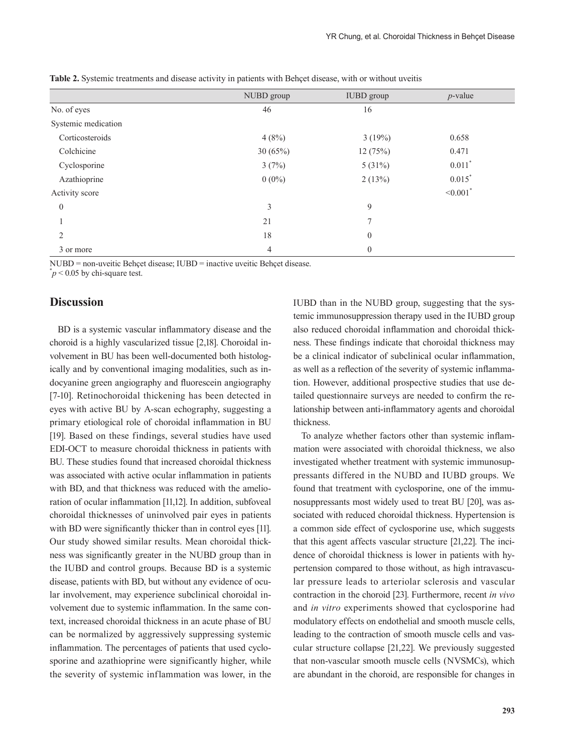**Table 2.** Systemic treatments and disease activity in patients with Behçet disease, with or without uveitis

| | NUBD group | IUBD group | $p$-value |
|---|---|---|---|
| No. of eyes | 46 | 16 | |
| Systemic medication | | | |
| Corticosteroids | 4 (8%) | 3 (19%) | 0.658 |
| Colchicine | 30 (65%) | 12 (75%) | 0.471 |
| Cyclosporine | 3 (7%) | 5 (31%) | 0.011* |
| Azathioprine | 0 (0%) | 2 (13%) | 0.015* |
| Activity score | | | <0.001* |
| 0 | 3 | 9 | |
| 1 | 21 | 7 | |
| 2 | 18 | 0 | |
| 3 or more | 4 | 0 | |

NUBD = non-uveitic Behçet disease; IUBD = inactive uveitic Behçet disease.
*$p < 0.05$ by chi-square test.

## Discussion

BD is a systemic vascular inflammatory disease and the choroid is a highly vascularized tissue [2,18]. Choroidal involvement in BU has been well-documented both histologically and by conventional imaging modalities, such as indocyanine green angiography and fluorescein angiography [7-10]. Retinochoroidal thickening has been detected in eyes with active BU by A-scan echography, suggesting a primary etiological role of choroidal inflammation in BU [19]. Based on these findings, several studies have used EDI-OCT to measure choroidal thickness in patients with BU. These studies found that increased choroidal thickness was associated with active ocular inflammation in patients with BD, and that thickness was reduced with the amelioration of ocular inflammation [11,12]. In addition, subfoveal choroidal thicknesses of uninvolved pair eyes in patients with BD were significantly thicker than in control eyes [11]. Our study showed similar results. Mean choroidal thickness was significantly greater in the NUBD group than in the IUBD and control groups. Because BD is a systemic disease, patients with BD, but without any evidence of ocular involvement, may experience subclinical choroidal involvement due to systemic inflammation. In the same context, increased choroidal thickness in an acute phase of BU can be normalized by aggressively suppressing systemic inflammation. The percentages of patients that used cyclosporine and azathioprine were significantly higher, while the severity of systemic inflammation was lower, in the IUBD than in the NUBD group, suggesting that the systemic immunosuppression therapy used in the IUBD group also reduced choroidal inflammation and choroidal thickness. These findings indicate that choroidal thickness may be a clinical indicator of subclinical ocular inflammation, as well as a reflection of the severity of systemic inflammation. However, additional prospective studies that use detailed questionnaire surveys are needed to confirm the relationship between anti-inflammatory agents and choroidal thickness.

To analyze whether factors other than systemic inflammation were associated with choroidal thickness, we also investigated whether treatment with systemic immunosuppressants differed in the NUBD and IUBD groups. We found that treatment with cyclosporine, one of the immunosuppressants most widely used to treat BU [20], was associated with reduced choroidal thickness. Hypertension is a common side effect of cyclosporine use, which suggests that this agent affects vascular structure [21,22]. The incidence of choroidal thickness is lower in patients with hypertension compared to those without, as high intravascular pressure leads to arteriolar sclerosis and vascular contraction in the choroid [23]. Furthermore, recent *in vivo* and *in vitro* experiments showed that cyclosporine had modulatory effects on endothelial and smooth muscle cells, leading to the contraction of smooth muscle cells and vascular structure collapse [21,22]. We previously suggested that non-vascular smooth muscle cells (NVSMCs), which are abundant in the choroid, are responsible for changes in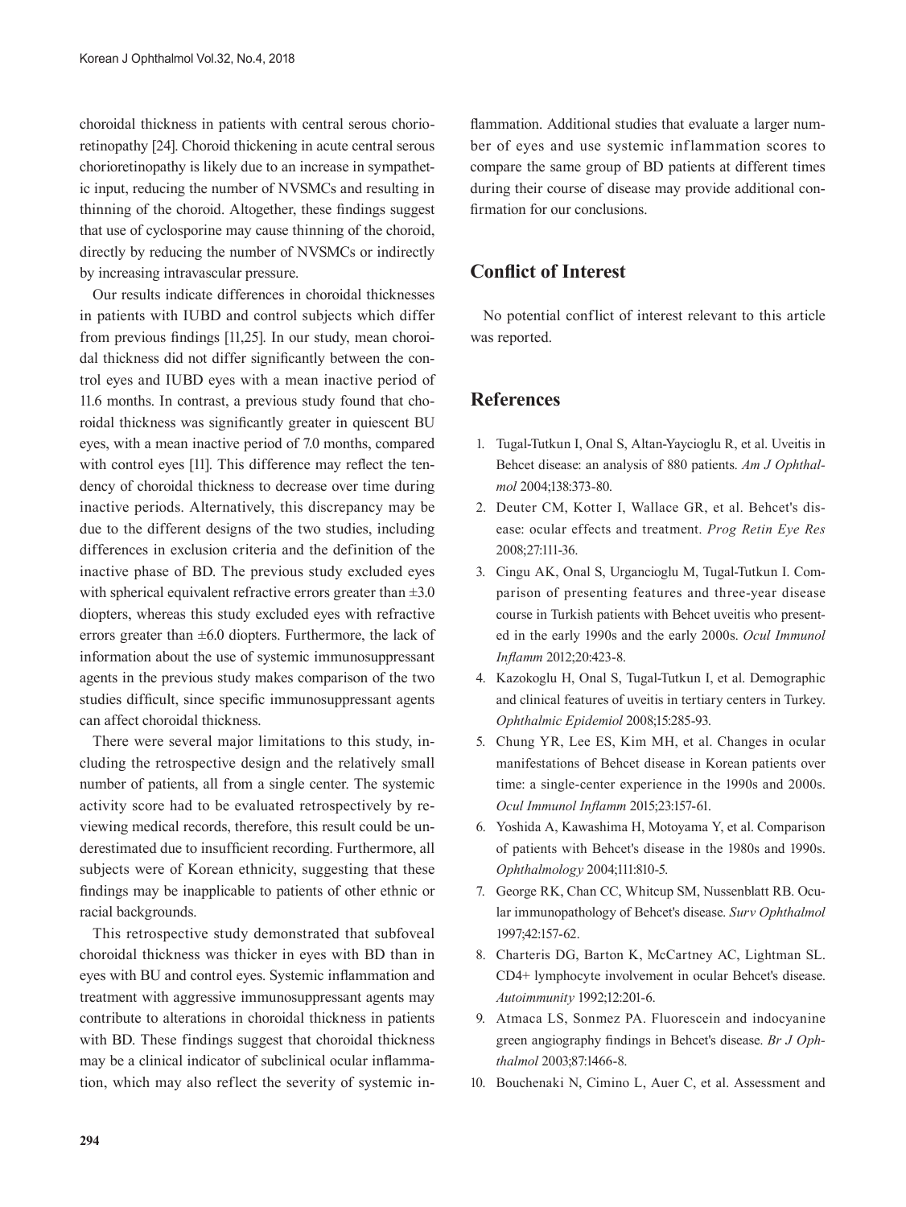choroidal thickness in patients with central serous chorioretinopathy [24]. Choroid thickening in acute central serous chorioretinopathy is likely due to an increase in sympathetic input, reducing the number of NVSMCs and resulting in thinning of the choroid. Altogether, these findings suggest that use of cyclosporine may cause thinning of the choroid, directly by reducing the number of NVSMCs or indirectly by increasing intravascular pressure.

Our results indicate differences in choroidal thicknesses in patients with IUBD and control subjects which differ from previous findings [11,25]. In our study, mean choroidal thickness did not differ significantly between the control eyes and IUBD eyes with a mean inactive period of 11.6 months. In contrast, a previous study found that choroidal thickness was significantly greater in quiescent BU eyes, with a mean inactive period of 7.0 months, compared with control eyes [11]. This difference may reflect the tendency of choroidal thickness to decrease over time during inactive periods. Alternatively, this discrepancy may be due to the different designs of the two studies, including differences in exclusion criteria and the definition of the inactive phase of BD. The previous study excluded eyes with spherical equivalent refractive errors greater than ±3.0 diopters, whereas this study excluded eyes with refractive errors greater than ±6.0 diopters. Furthermore, the lack of information about the use of systemic immunosuppressant agents in the previous study makes comparison of the two studies difficult, since specific immunosuppressant agents can affect choroidal thickness.

There were several major limitations to this study, including the retrospective design and the relatively small number of patients, all from a single center. The systemic activity score had to be evaluated retrospectively by reviewing medical records, therefore, this result could be underestimated due to insufficient recording. Furthermore, all subjects were of Korean ethnicity, suggesting that these findings may be inapplicable to patients of other ethnic or racial backgrounds.

This retrospective study demonstrated that subfoveal choroidal thickness was thicker in eyes with BD than in eyes with BU and control eyes. Systemic inflammation and treatment with aggressive immunosuppressant agents may contribute to alterations in choroidal thickness in patients with BD. These findings suggest that choroidal thickness may be a clinical indicator of subclinical ocular inflammation, which may also reflect the severity of systemic inflammation. Additional studies that evaluate a larger number of eyes and use systemic inflammation scores to compare the same group of BD patients at different times during their course of disease may provide additional confirmation for our conclusions.

## Conflict of Interest

No potential conflict of interest relevant to this article was reported.

## References

1. Tugal-Tutkun I, Onal S, Altan-Yaycioglu R, et al. Uveitis in Behcet disease: an analysis of 880 patients. *Am J Ophthalmol* 2004;138:373-80.
2. Deuter CM, Kotter I, Wallace GR, et al. Behcet's disease: ocular effects and treatment. *Prog Retin Eye Res* 2008;27:111-36.
3. Cingu AK, Onal S, Urgancioglu M, Tugal-Tutkun I. Comparison of presenting features and three-year disease course in Turkish patients with Behcet uveitis who presented in the early 1990s and the early 2000s. *Ocul Immunol Inflamm* 2012;20:423-8.
4. Kazokoglu H, Onal S, Tugal-Tutkun I, et al. Demographic and clinical features of uveitis in tertiary centers in Turkey. *Ophthalmic Epidemiol* 2008;15:285-93.
5. Chung YR, Lee ES, Kim MH, et al. Changes in ocular manifestations of Behcet disease in Korean patients over time: a single-center experience in the 1990s and 2000s. *Ocul Immunol Inflamm* 2015;23:157-61.
6. Yoshida A, Kawashima H, Motoyama Y, et al. Comparison of patients with Behcet's disease in the 1980s and 1990s. *Ophthalmology* 2004;111:810-5.
7. George RK, Chan CC, Whitcup SM, Nussenblatt RB. Ocular immunopathology of Behcet's disease. *Surv Ophthalmol* 1997;42:157-62.
8. Charteris DG, Barton K, McCartney AC, Lightman SL. CD4+ lymphocyte involvement in ocular Behcet's disease. *Autoimmunity* 1992;12:201-6.
9. Atmaca LS, Sonmez PA. Fluorescein and indocyanine green angiography findings in Behcet's disease. *Br J Ophthalmol* 2003;87:1466-8.
10. Bouchenaki N, Cimino L, Auer C, et al. Assessment and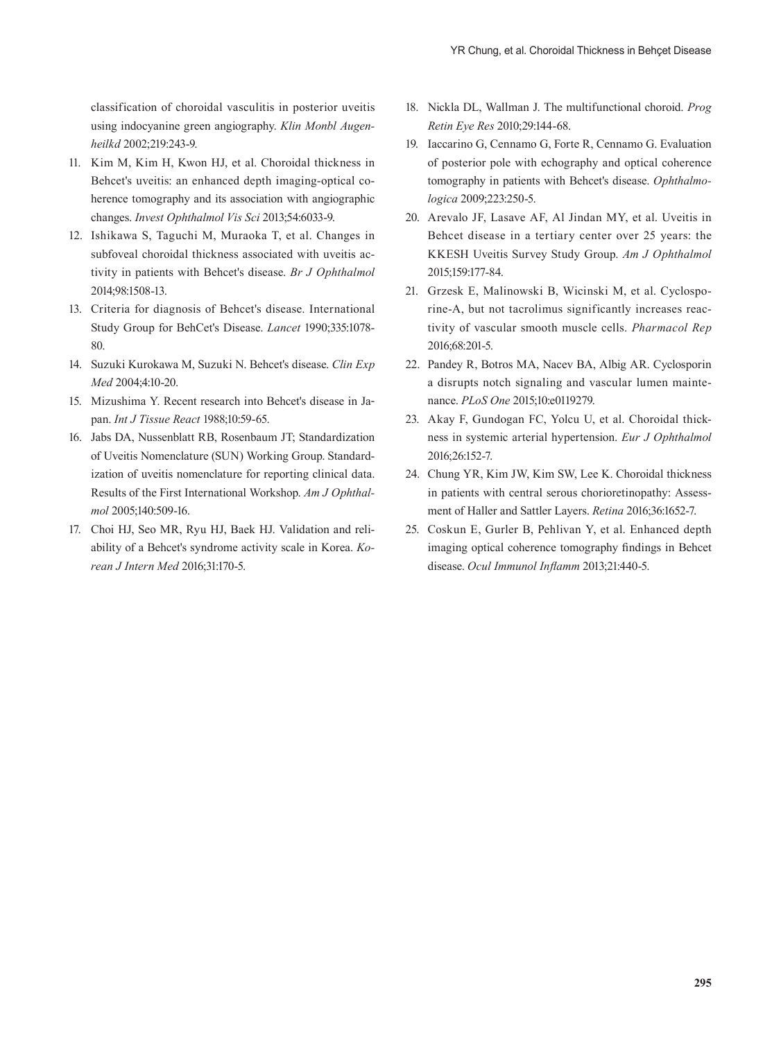classification of choroidal vasculitis in posterior uveitis using indocyanine green angiography. *Klin Monbl Augenheilkd* 2002;219:243-9.

11. Kim M, Kim H, Kwon HJ, et al. Choroidal thickness in Behcet's uveitis: an enhanced depth imaging-optical coherence tomography and its association with angiographic changes. *Invest Ophthalmol Vis Sci* 2013;54:6033-9.
12. Ishikawa S, Taguchi M, Muraoka T, et al. Changes in subfoveal choroidal thickness associated with uveitis activity in patients with Behcet's disease. *Br J Ophthalmol* 2014;98:1508-13.
13. Criteria for diagnosis of Behcet's disease. International Study Group for BehCet's Disease. *Lancet* 1990;335:1078-80.
14. Suzuki Kurokawa M, Suzuki N. Behcet's disease. *Clin Exp Med* 2004;4:10-20.
15. Mizushima Y. Recent research into Behcet's disease in Japan. *Int J Tissue React* 1988;10:59-65.
16. Jabs DA, Nussenblatt RB, Rosenbaum JT; Standardization of Uveitis Nomenclature (SUN) Working Group. Standardization of uveitis nomenclature for reporting clinical data. Results of the First International Workshop. *Am J Ophthalmol* 2005;140:509-16.
17. Choi HJ, Seo MR, Ryu HJ, Baek HJ. Validation and reliability of a Behcet's syndrome activity scale in Korea. *Korean J Intern Med* 2016;31:170-5.
18. Nickla DL, Wallman J. The multifunctional choroid. *Prog Retin Eye Res* 2010;29:144-68.
19. Iaccarino G, Cennamo G, Forte R, Cennamo G. Evaluation of posterior pole with echography and optical coherence tomography in patients with Behcet's disease. *Ophthalmologica* 2009;223:250-5.
20. Arevalo JF, Lasave AF, Al Jindan MY, et al. Uveitis in Behcet disease in a tertiary center over 25 years: the KKESH Uveitis Survey Study Group. *Am J Ophthalmol* 2015;159:177-84.
21. Grzesk E, Malinowski B, Wicinski M, et al. Cyclosporine-A, but not tacrolimus significantly increases reactivity of vascular smooth muscle cells. *Pharmacol Rep* 2016;68:201-5.
22. Pandey R, Botros MA, Nacev BA, Albig AR. Cyclosporin a disrupts notch signaling and vascular lumen maintenance. *PLoS One* 2015;10:e0119279.
23. Akay F, Gundogan FC, Yolcu U, et al. Choroidal thickness in systemic arterial hypertension. *Eur J Ophthalmol* 2016;26:152-7.
24. Chung YR, Kim JW, Kim SW, Lee K. Choroidal thickness in patients with central serous chorioretinopathy: Assessment of Haller and Sattler Layers. *Retina* 2016;36:1652-7.
25. Coskun E, Gurler B, Pehlivan Y, et al. Enhanced depth imaging optical coherence tomography findings in Behcet disease. *Ocul Immunol Inflamm* 2013;21:440-5.